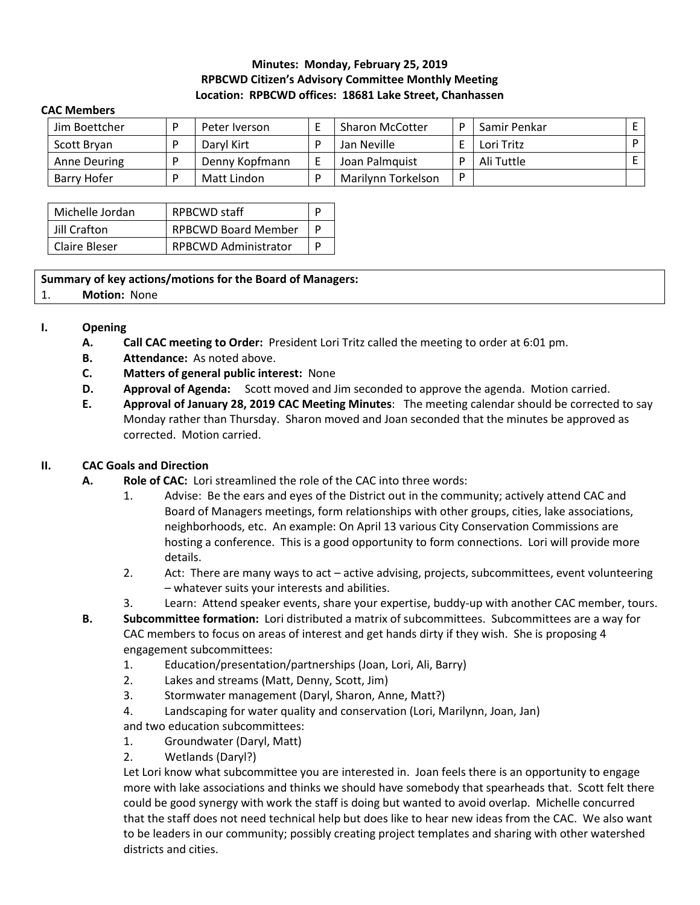**Minutes: Monday, February 25, 2019**
**RPBCWD Citizen's Advisory Committee Monthly Meeting**
**Location: RPBCWD offices: 18681 Lake Street, Chanhassen**

**CAC Members**

| | | | | | | | |
|---|---|---|---|---|---|---|---|
| Jim Boettcher | P | Peter Iverson | E | Sharon McCotter | P | Samir Penkar | E |
| Scott Bryan | P | Daryl Kirt | P | Jan Neville | E | Lori Tritz | P |
| Anne Deuring | P | Denny Kopfmann | E | Joan Palmquist | P | Ali Tuttle | E |
| Barry Hofer | P | Matt Lindon | P | Marilynn Torkelson | P | | |

| | | |
|---|---|---|
| Michelle Jordan | RPBCWD staff | P |
| Jill Crafton | RPBCWD Board Member | P |
| Claire Bleser | RPBCWD Administrator | P |

**Summary of key actions/motions for the Board of Managers:**

1. **Motion:** None

## I. Opening

A. **Call CAC meeting to Order:** President Lori Tritz called the meeting to order at 6:01 pm.

B. **Attendance:** As noted above.

C. **Matters of general public interest:** None

D. **Approval of Agenda:** Scott moved and Jim seconded to approve the agenda. Motion carried.

E. **Approval of January 28, 2019 CAC Meeting Minutes**: The meeting calendar should be corrected to say Monday rather than Thursday. Sharon moved and Joan seconded that the minutes be approved as corrected. Motion carried.

## II. CAC Goals and Direction

A. **Role of CAC:** Lori streamlined the role of the CAC into three words:

1. Advise: Be the ears and eyes of the District out in the community; actively attend CAC and Board of Managers meetings, form relationships with other groups, cities, lake associations, neighborhoods, etc. An example: On April 13 various City Conservation Commissions are hosting a conference. This is a good opportunity to form connections. Lori will provide more details.
2. Act: There are many ways to act – active advising, projects, subcommittees, event volunteering – whatever suits your interests and abilities.
3. Learn: Attend speaker events, share your expertise, buddy-up with another CAC member, tours.

B. **Subcommittee formation:** Lori distributed a matrix of subcommittees. Subcommittees are a way for CAC members to focus on areas of interest and get hands dirty if they wish. She is proposing 4 engagement subcommittees:

1. Education/presentation/partnerships (Joan, Lori, Ali, Barry)
2. Lakes and streams (Matt, Denny, Scott, Jim)
3. Stormwater management (Daryl, Sharon, Anne, Matt?)
4. Landscaping for water quality and conservation (Lori, Marilynn, Joan, Jan)

and two education subcommittees:

1. Groundwater (Daryl, Matt)
2. Wetlands (Daryl?)

Let Lori know what subcommittee you are interested in. Joan feels there is an opportunity to engage more with lake associations and thinks we should have somebody that spearheads that. Scott felt there could be good synergy with work the staff is doing but wanted to avoid overlap. Michelle concurred that the staff does not need technical help but does like to hear new ideas from the CAC. We also want to be leaders in our community; possibly creating project templates and sharing with other watershed districts and cities.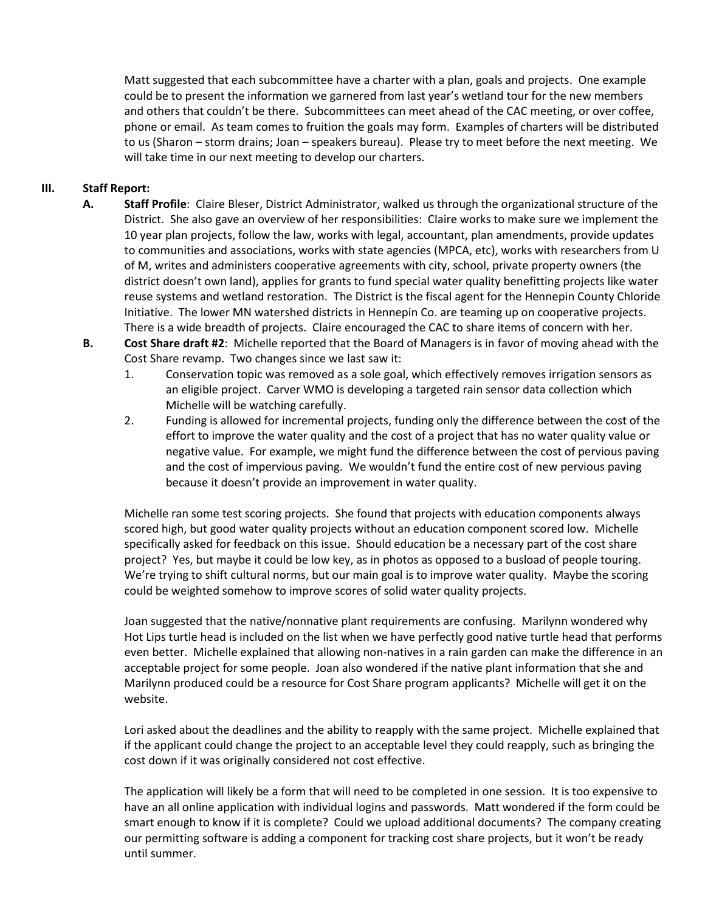Matt suggested that each subcommittee have a charter with a plan, goals and projects. One example could be to present the information we garnered from last year's wetland tour for the new members and others that couldn't be there. Subcommittees can meet ahead of the CAC meeting, or over coffee, phone or email. As team comes to fruition the goals may form. Examples of charters will be distributed to us (Sharon – storm drains; Joan – speakers bureau). Please try to meet before the next meeting. We will take time in our next meeting to develop our charters.

**III. Staff Report:**

**A. Staff Profile**: Claire Bleser, District Administrator, walked us through the organizational structure of the District. She also gave an overview of her responsibilities: Claire works to make sure we implement the 10 year plan projects, follow the law, works with legal, accountant, plan amendments, provide updates to communities and associations, works with state agencies (MPCA, etc), works with researchers from U of M, writes and administers cooperative agreements with city, school, private property owners (the district doesn't own land), applies for grants to fund special water quality benefitting projects like water reuse systems and wetland restoration. The District is the fiscal agent for the Hennepin County Chloride Initiative. The lower MN watershed districts in Hennepin Co. are teaming up on cooperative projects. There is a wide breadth of projects. Claire encouraged the CAC to share items of concern with her.

**B. Cost Share draft #2**: Michelle reported that the Board of Managers is in favor of moving ahead with the Cost Share revamp. Two changes since we last saw it:

1. Conservation topic was removed as a sole goal, which effectively removes irrigation sensors as an eligible project. Carver WMO is developing a targeted rain sensor data collection which Michelle will be watching carefully.
2. Funding is allowed for incremental projects, funding only the difference between the cost of the effort to improve the water quality and the cost of a project that has no water quality value or negative value. For example, we might fund the difference between the cost of pervious paving and the cost of impervious paving. We wouldn't fund the entire cost of new pervious paving because it doesn't provide an improvement in water quality.

Michelle ran some test scoring projects. She found that projects with education components always scored high, but good water quality projects without an education component scored low. Michelle specifically asked for feedback on this issue. Should education be a necessary part of the cost share project? Yes, but maybe it could be low key, as in photos as opposed to a busload of people touring. We're trying to shift cultural norms, but our main goal is to improve water quality. Maybe the scoring could be weighted somehow to improve scores of solid water quality projects.

Joan suggested that the native/nonnative plant requirements are confusing. Marilynn wondered why Hot Lips turtle head is included on the list when we have perfectly good native turtle head that performs even better. Michelle explained that allowing non-natives in a rain garden can make the difference in an acceptable project for some people. Joan also wondered if the native plant information that she and Marilynn produced could be a resource for Cost Share program applicants? Michelle will get it on the website.

Lori asked about the deadlines and the ability to reapply with the same project. Michelle explained that if the applicant could change the project to an acceptable level they could reapply, such as bringing the cost down if it was originally considered not cost effective.

The application will likely be a form that will need to be completed in one session. It is too expensive to have an all online application with individual logins and passwords. Matt wondered if the form could be smart enough to know if it is complete? Could we upload additional documents? The company creating our permitting software is adding a component for tracking cost share projects, but it won't be ready until summer.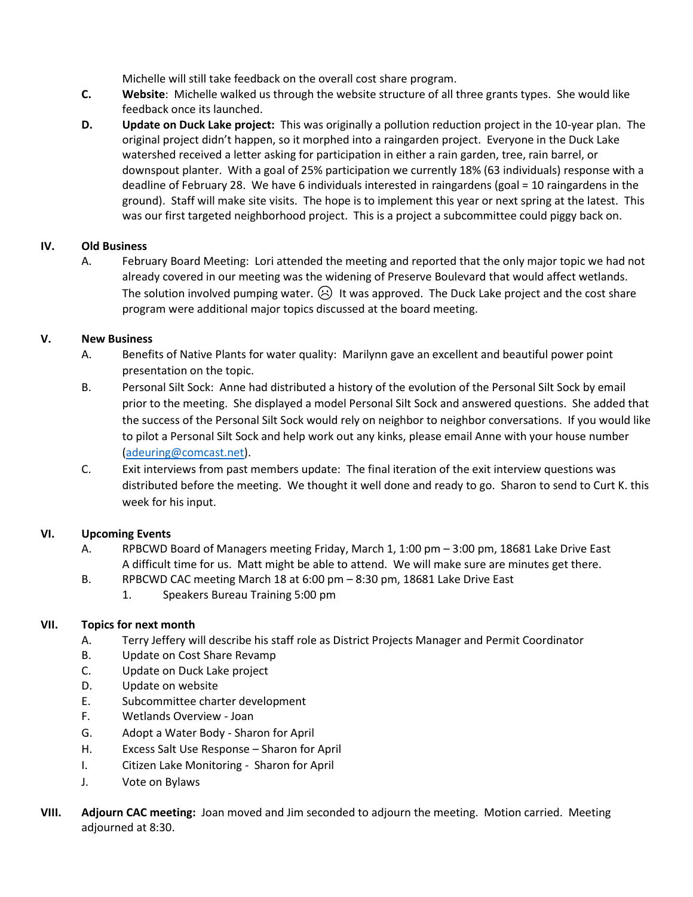Michelle will still take feedback on the overall cost share program.

C. **Website**: Michelle walked us through the website structure of all three grants types. She would like feedback once its launched.

D. **Update on Duck Lake project:** This was originally a pollution reduction project in the 10-year plan. The original project didn't happen, so it morphed into a raingarden project. Everyone in the Duck Lake watershed received a letter asking for participation in either a rain garden, tree, rain barrel, or downspout planter. With a goal of 25% participation we currently 18% (63 individuals) response with a deadline of February 28. We have 6 individuals interested in raingardens (goal = 10 raingardens in the ground). Staff will make site visits. The hope is to implement this year or next spring at the latest. This was our first targeted neighborhood project. This is a project a subcommittee could piggy back on.

## IV. Old Business

A. February Board Meeting: Lori attended the meeting and reported that the only major topic we had not already covered in our meeting was the widening of Preserve Boulevard that would affect wetlands. The solution involved pumping water. ☹ It was approved. The Duck Lake project and the cost share program were additional major topics discussed at the board meeting.

## V. New Business

A. Benefits of Native Plants for water quality: Marilynn gave an excellent and beautiful power point presentation on the topic.

B. Personal Silt Sock: Anne had distributed a history of the evolution of the Personal Silt Sock by email prior to the meeting. She displayed a model Personal Silt Sock and answered questions. She added that the success of the Personal Silt Sock would rely on neighbor to neighbor conversations. If you would like to pilot a Personal Silt Sock and help work out any kinks, please email Anne with your house number (adeuring@comcast.net).

C. Exit interviews from past members update: The final iteration of the exit interview questions was distributed before the meeting. We thought it well done and ready to go. Sharon to send to Curt K. this week for his input.

## VI. Upcoming Events

A. RPBCWD Board of Managers meeting Friday, March 1, 1:00 pm – 3:00 pm, 18681 Lake Drive East
A difficult time for us. Matt might be able to attend. We will make sure are minutes get there.

B. RPBCWD CAC meeting March 18 at 6:00 pm – 8:30 pm, 18681 Lake Drive East
  1. Speakers Bureau Training 5:00 pm

## VII. Topics for next month

A. Terry Jeffery will describe his staff role as District Projects Manager and Permit Coordinator
B. Update on Cost Share Revamp
C. Update on Duck Lake project
D. Update on website
E. Subcommittee charter development
F. Wetlands Overview - Joan
G. Adopt a Water Body - Sharon for April
H. Excess Salt Use Response – Sharon for April
I. Citizen Lake Monitoring - Sharon for April
J. Vote on Bylaws

## VIII. Adjourn CAC meeting:

Joan moved and Jim seconded to adjourn the meeting. Motion carried. Meeting adjourned at 8:30.